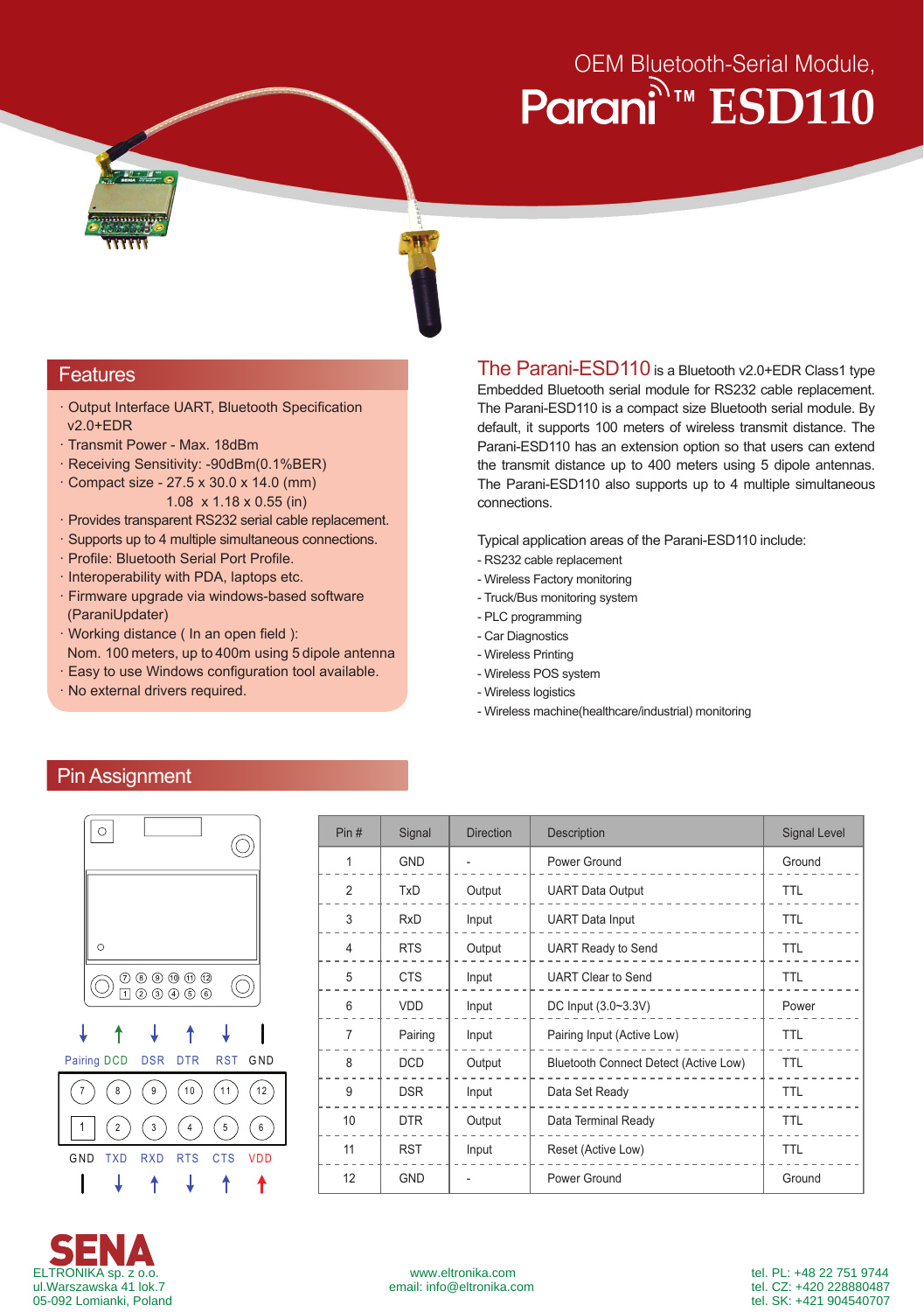# OEM Bluetooth-Serial Module, Parani™ ESD110

## Features

- Output Interface UART, Bluetooth Specification v2.0+EDR
- Transmit Power - Max. 18dBm
- Receiving Sensitivity: -90dBm(0.1%BER)
- Compact size - 27.5 x 30.0 x 14.0 (mm)
  1.08 x 1.18 x 0.55 (in)
- Provides transparent RS232 serial cable replacement.
- Supports up to 4 multiple simultaneous connections.
- Profile: Bluetooth Serial Port Profile.
- Interoperability with PDA, laptops etc.
- Firmware upgrade via windows-based software (ParaniUpdater)
- Working distance ( In an open field ):
  Nom. 100 meters, up to 400m using 5 dipole antenna
- Easy to use Windows configuration tool available.
- No external drivers required.

**The Parani-ESD110** is a Bluetooth v2.0+EDR Class1 type Embedded Bluetooth serial module for RS232 cable replacement. The Parani-ESD110 is a compact size Bluetooth serial module. By default, it supports 100 meters of wireless transmit distance. The Parani-ESD110 has an extension option so that users can extend the transmit distance up to 400 meters using 5 dipole antennas. The Parani-ESD110 also supports up to 4 multiple simultaneous connections.

Typical application areas of the Parani-ESD110 include:

- RS232 cable replacement
- Wireless Factory monitoring
- Truck/Bus monitoring system
- PLC programming
- Car Diagnostics
- Wireless Printing
- Wireless POS system
- Wireless logistics
- Wireless machine(healthcare/industrial) monitoring

## Pin Assignment

Pins 7–12: Pairing, DCD, DSR, DTR, RST, GND
Pins 1–6: GND, TXD, RXD, RTS, CTS, VDD

| Pin # | Signal | Direction | Description | Signal Level |
|---|---|---|---|---|
| 1 | GND | - | Power Ground | Ground |
| 2 | TxD | Output | UART Data Output | TTL |
| 3 | RxD | Input | UART Data Input | TTL |
| 4 | RTS | Output | UART Ready to Send | TTL |
| 5 | CTS | Input | UART Clear to Send | TTL |
| 6 | VDD | Input | DC Input (3.0~3.3V) | Power |
| 7 | Pairing | Input | Pairing Input (Active Low) | TTL |
| 8 | DCD | Output | Bluetooth Connect Detect (Active Low) | TTL |
| 9 | DSR | Input | Data Set Ready | TTL |
| 10 | DTR | Output | Data Terminal Ready | TTL |
| 11 | RST | Input | Reset (Active Low) | TTL |
| 12 | GND | - | Power Ground | Ground |

SENA

ELTRONIKA sp. z o.o.
ul.Warszawska 41 lok.7
05-092 Lomianki, Poland

www.eltronika.com
email: info@eltronika.com

tel. PL: +48 22 751 9744
tel. CZ: +420 228880487
tel. SK: +421 904540707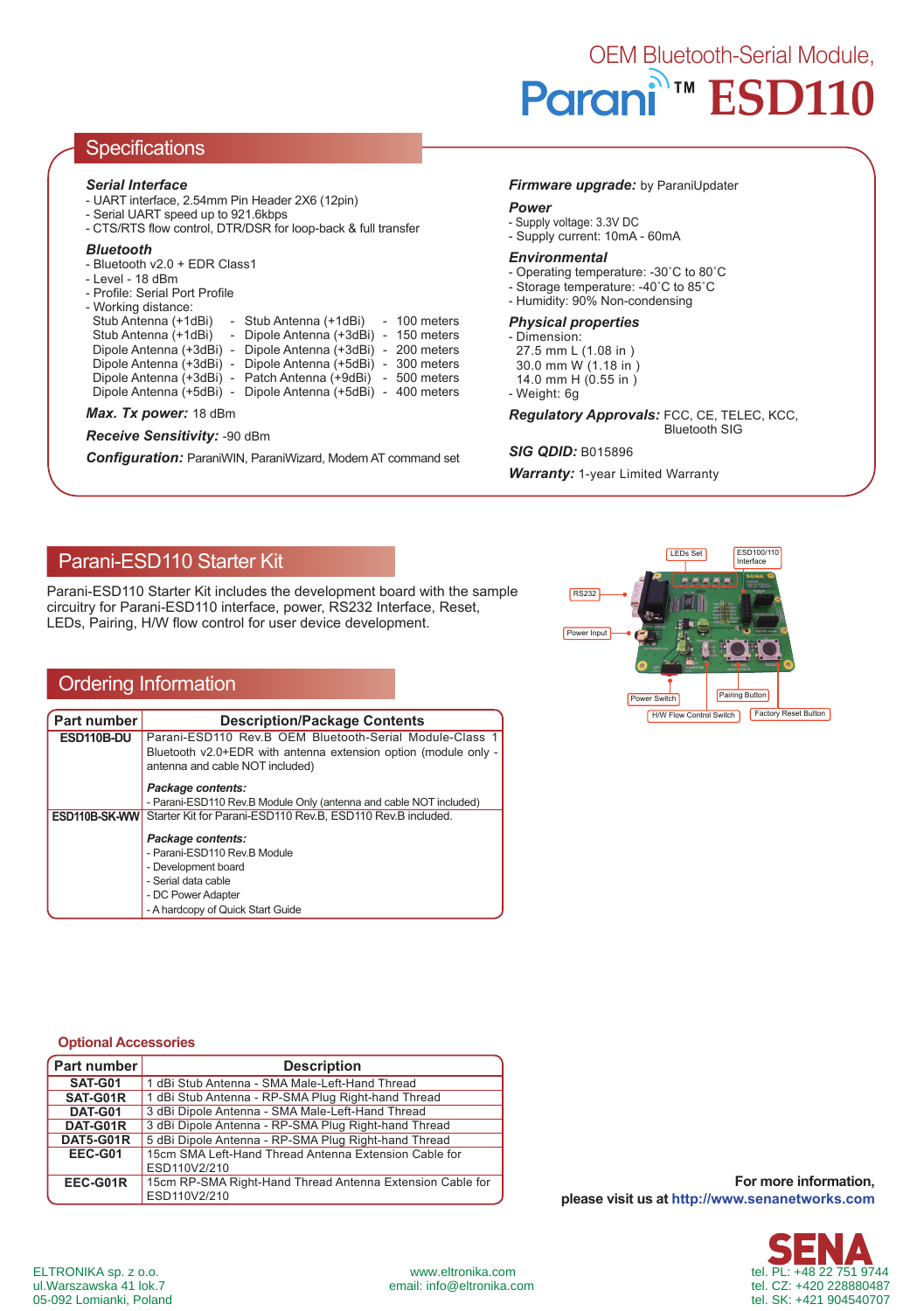# OEM Bluetooth-Serial Module, Parani™ ESD110

## Specifications

***Serial Interface***
- UART interface, 2.54mm Pin Header 2X6 (12pin)
- Serial UART speed up to 921.6kbps
- CTS/RTS flow control, DTR/DSR for loop-back & full transfer

***Bluetooth***
- Bluetooth v2.0 + EDR Class1
- Level - 18 dBm
- Profile: Serial Port Profile
- Working distance:

| | | |
|---|---|---|
| Stub Antenna (+1dBi) | - Stub Antenna (+1dBi) | - 100 meters |
| Stub Antenna (+1dBi) | - Dipole Antenna (+3dBi) | - 150 meters |
| Dipole Antenna (+3dBi) | - Dipole Antenna (+3dBi) | - 200 meters |
| Dipole Antenna (+3dBi) | - Dipole Antenna (+5dBi) | - 300 meters |
| Dipole Antenna (+3dBi) | - Patch Antenna (+9dBi) | - 500 meters |
| Dipole Antenna (+5dBi) | - Dipole Antenna (+5dBi) | - 400 meters |

***Max. Tx power:*** 18 dBm

***Receive Sensitivity:*** -90 dBm

***Configuration:*** ParaniWIN, ParaniWizard, Modem AT command set

***Firmware upgrade:*** by ParaniUpdater

***Power***
- Supply voltage: 3.3V DC
- Supply current: 10mA - 60mA

***Environmental***
- Operating temperature: -30˚C to 80˚C
- Storage temperature: -40˚C to 85˚C
- Humidity: 90% Non-condensing

***Physical properties***
- Dimension:
  27.5 mm L (1.08 in )
  30.0 mm W (1.18 in )
  14.0 mm H (0.55 in )
- Weight: 6g

***Regulatory Approvals:*** FCC, CE, TELEC, KCC, Bluetooth SIG

***SIG QDID:*** B015896

***Warranty:*** 1-year Limited Warranty

## Parani-ESD110 Starter Kit

Parani-ESD110 Starter Kit includes the development board with the sample circuitry for Parani-ESD110 interface, power, RS232 Interface, Reset, LEDs, Pairing, H/W flow control for user device development.

LEDs Set
ESD100/110 Interface
RS232
Power Input
Power Switch
Pairing Button
H/W Flow Control Switch
Factory Reset Button

## Ordering Information

| Part number | Description/Package Contents |
|---|---|
| ESD110B-DU | Parani-ESD110 Rev.B OEM Bluetooth-Serial Module-Class 1 Bluetooth v2.0+EDR with antenna extension option (module only - antenna and cable NOT included)<br><br>***Package contents:***<br>- Parani-ESD110 Rev.B Module Only (antenna and cable NOT included) |
| ESD110B-SK-WW | Starter Kit for Parani-ESD110 Rev.B, ESD110 Rev.B included.<br><br>***Package contents:***<br>- Parani-ESD110 Rev.B Module<br>- Development board<br>- Serial data cable<br>- DC Power Adapter<br>- A hardcopy of Quick Start Guide |

### Optional Accessories

| Part number | Description |
|---|---|
| SAT-G01 | 1 dBi Stub Antenna - SMA Male-Left-Hand Thread |
| SAT-G01R | 1 dBi Stub Antenna - RP-SMA Plug Right-hand Thread |
| DAT-G01 | 3 dBi Dipole Antenna - SMA Male-Left-Hand Thread |
| DAT-G01R | 3 dBi Dipole Antenna - RP-SMA Plug Right-hand Thread |
| DAT5-G01R | 5 dBi Dipole Antenna - RP-SMA Plug Right-hand Thread |
| EEC-G01 | 15cm SMA Left-Hand Thread Antenna Extension Cable for ESD110V2/210 |
| EEC-G01R | 15cm RP-SMA Right-Hand Thread Antenna Extension Cable for ESD110V2/210 |

**For more information, please visit us at http://www.senanetworks.com**

SENA

ELTRONIKA sp. z o.o.
ul.Warszawska 41 lok.7
05-092 Lomianki, Poland

www.eltronika.com
email: info@eltronika.com

tel. PL: +48 22 751 9744
tel. CZ: +420 228880487
tel. SK: +421 904540707